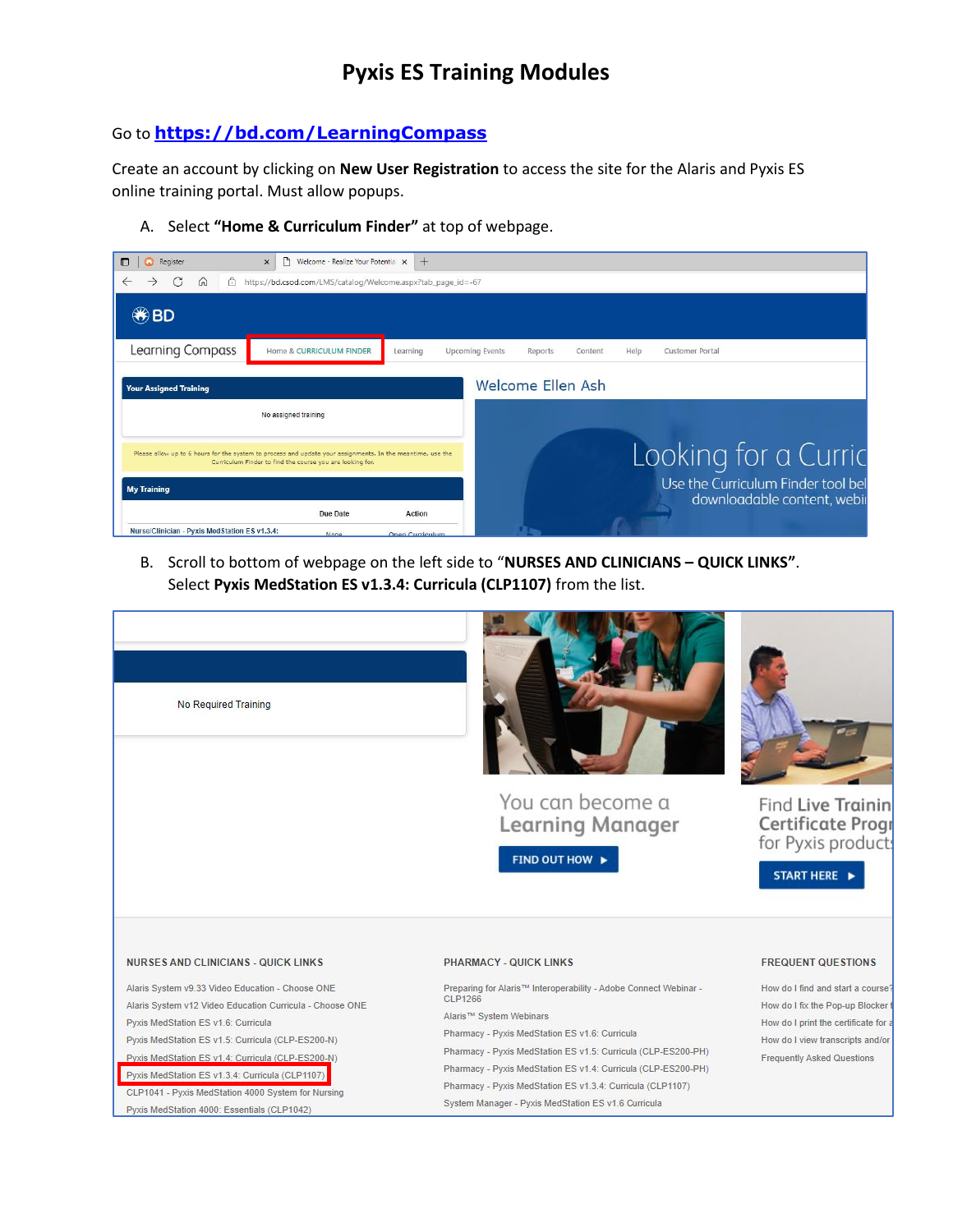# Pyxis ES Training Modules

Go to **https://bd.com/LearningCompass**

Create an account by clicking on **New User Registration** to access the site for the Alaris and Pyxis ES online training portal. Must allow popups.

A. Select **"Home & Curriculum Finder"** at top of webpage.

B. Scroll to bottom of webpage on the left side to "**NURSES AND CLINICIANS – QUICK LINKS**". Select **Pyxis MedStation ES v1.3.4: Curricula (CLP1107)** from the list.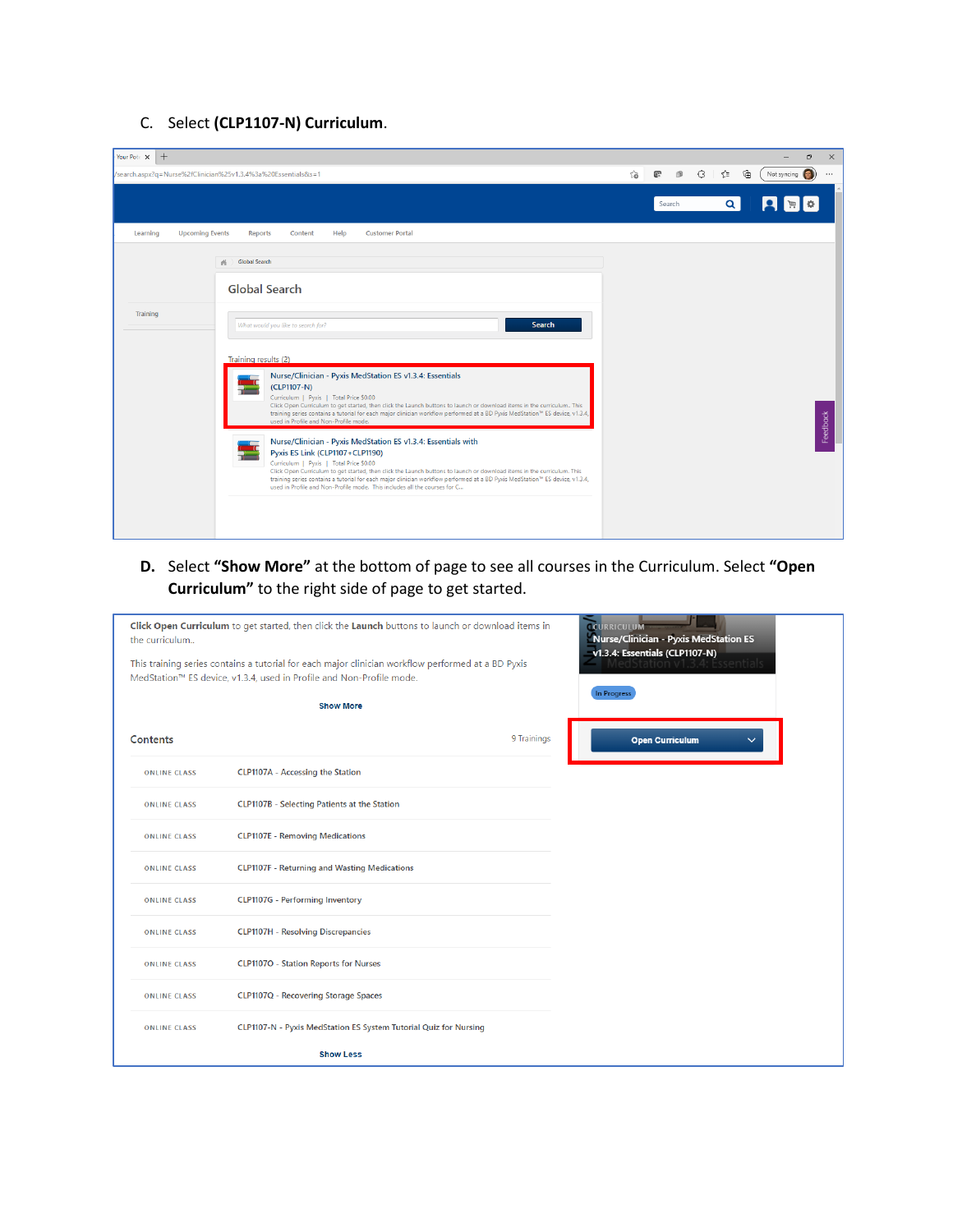C. Select **(CLP1107-N) Curriculum**.

D. Select **"Show More"** at the bottom of page to see all courses in the Curriculum. Select **"Open Curriculum"** to the right side of page to get started.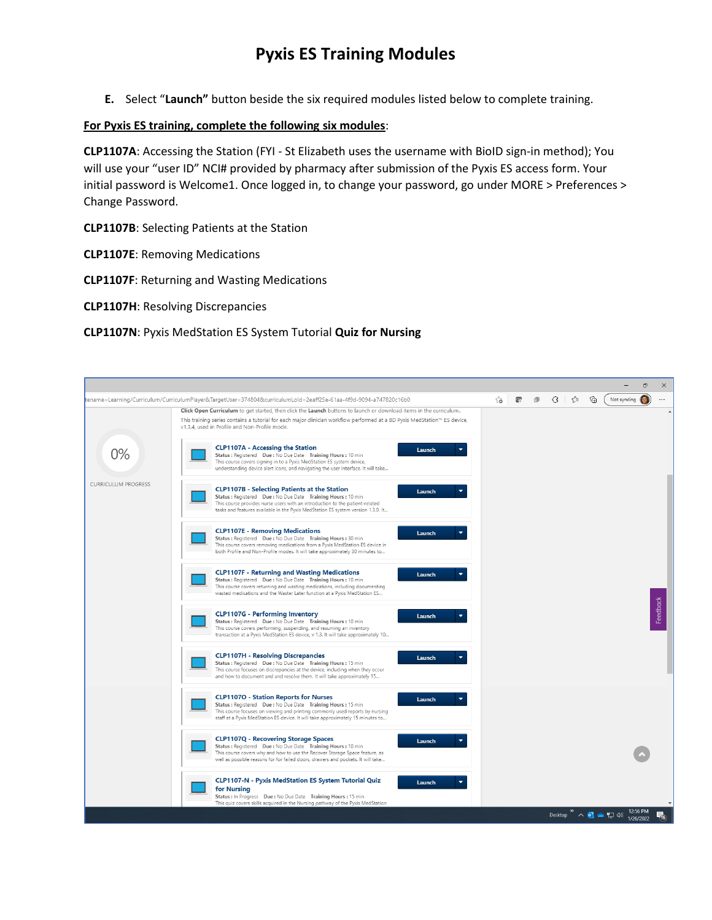# Pyxis ES Training Modules

E. Select "**Launch"** button beside the six required modules listed below to complete training.

**<u>For Pyxis ES training, complete the following six modules</u>**:

**CLP1107A**: Accessing the Station (FYI - St Elizabeth uses the username with BioID sign-in method); You will use your "user ID" NCI# provided by pharmacy after submission of the Pyxis ES access form. Your initial password is Welcome1. Once logged in, to change your password, go under MORE > Preferences > Change Password.

**CLP1107B**: Selecting Patients at the Station

**CLP1107E**: Removing Medications

**CLP1107F**: Returning and Wasting Medications

**CLP1107H**: Resolving Discrepancies

**CLP1107N**: Pyxis MedStation ES System Tutorial **Quiz for Nursing**